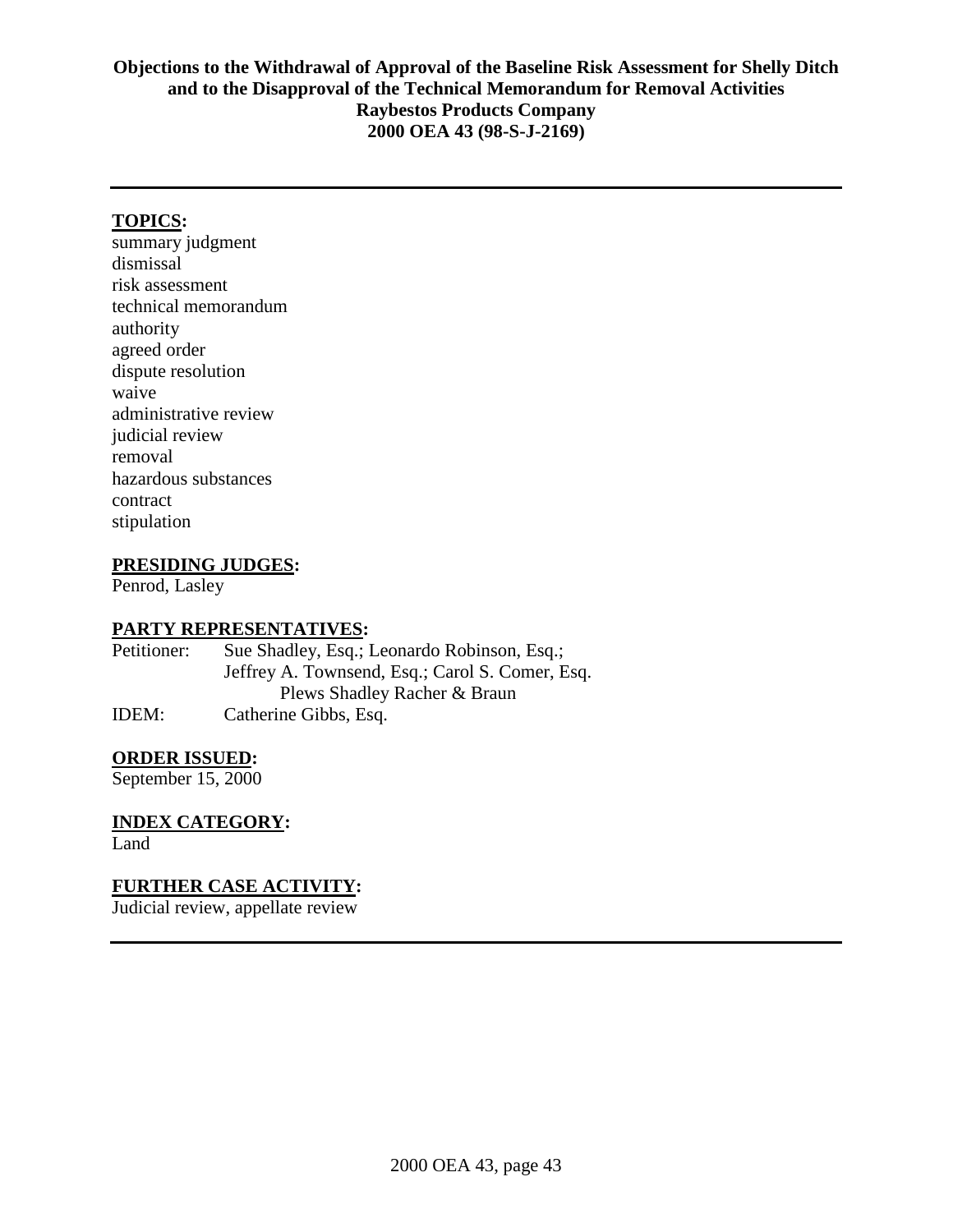**Objections to the Withdrawal of Approval of the Baseline Risk Assessment for Shelly Ditch and to the Disapproval of the Technical Memorandum for Removal Activities**
**Raybestos Products Company**
**2000 OEA 43 (98-S-J-2169)**

---

**TOPICS:**

summary judgment
dismissal
risk assessment
technical memorandum
authority
agreed order
dispute resolution
waive
administrative review
judicial review
removal
hazardous substances
contract
stipulation

**PRESIDING JUDGES:**

Penrod, Lasley

**PARTY REPRESENTATIVES:**

Petitioner: Sue Shadley, Esq.; Leonardo Robinson, Esq.;
Jeffrey A. Townsend, Esq.; Carol S. Comer, Esq.
Plews Shadley Racher & Braun

IDEM: Catherine Gibbs, Esq.

**ORDER ISSUED:**

September 15, 2000

**INDEX CATEGORY:**

Land

**FURTHER CASE ACTIVITY:**

Judicial review, appellate review

---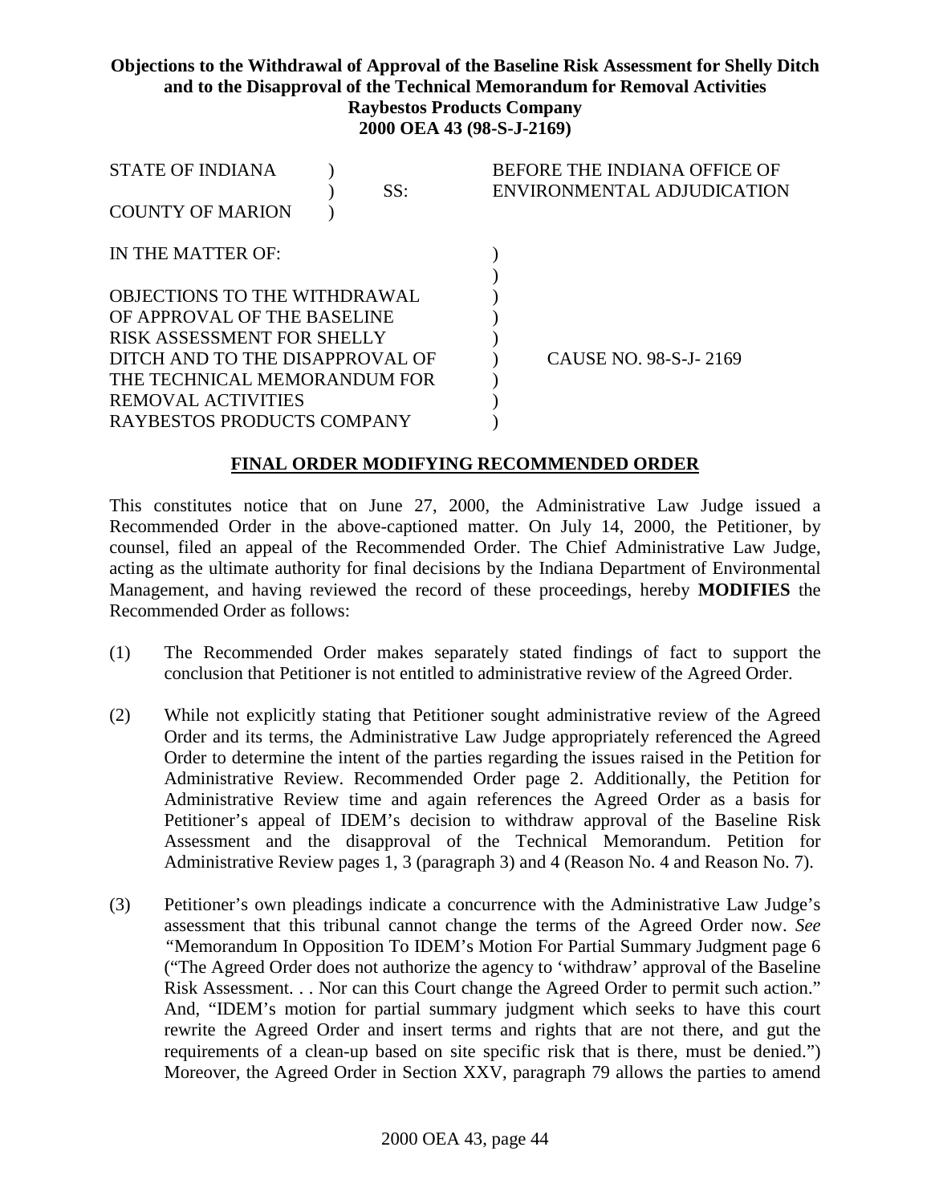**Objections to the Withdrawal of Approval of the Baseline Risk Assessment for Shelly Ditch and to the Disapproval of the Technical Memorandum for Removal Activities Raybestos Products Company 2000 OEA 43 (98-S-J-2169)**

STATE OF INDIANA ) SS: BEFORE THE INDIANA OFFICE OF ENVIRONMENTAL ADJUDICATION
COUNTY OF MARION )

IN THE MATTER OF:

OBJECTIONS TO THE WITHDRAWAL OF APPROVAL OF THE BASELINE RISK ASSESSMENT FOR SHELLY DITCH AND TO THE DISAPPROVAL OF THE TECHNICAL MEMORANDUM FOR REMOVAL ACTIVITIES RAYBESTOS PRODUCTS COMPANY ) CAUSE NO. 98-S-J- 2169

## FINAL ORDER MODIFYING RECOMMENDED ORDER

This constitutes notice that on June 27, 2000, the Administrative Law Judge issued a Recommended Order in the above-captioned matter. On July 14, 2000, the Petitioner, by counsel, filed an appeal of the Recommended Order. The Chief Administrative Law Judge, acting as the ultimate authority for final decisions by the Indiana Department of Environmental Management, and having reviewed the record of these proceedings, hereby **MODIFIES** the Recommended Order as follows:

(1) The Recommended Order makes separately stated findings of fact to support the conclusion that Petitioner is not entitled to administrative review of the Agreed Order.

(2) While not explicitly stating that Petitioner sought administrative review of the Agreed Order and its terms, the Administrative Law Judge appropriately referenced the Agreed Order to determine the intent of the parties regarding the issues raised in the Petition for Administrative Review. Recommended Order page 2. Additionally, the Petition for Administrative Review time and again references the Agreed Order as a basis for Petitioner's appeal of IDEM's decision to withdraw approval of the Baseline Risk Assessment and the disapproval of the Technical Memorandum. Petition for Administrative Review pages 1, 3 (paragraph 3) and 4 (Reason No. 4 and Reason No. 7).

(3) Petitioner's own pleadings indicate a concurrence with the Administrative Law Judge's assessment that this tribunal cannot change the terms of the Agreed Order now. *See* "Memorandum In Opposition To IDEM's Motion For Partial Summary Judgment page 6 ("The Agreed Order does not authorize the agency to 'withdraw' approval of the Baseline Risk Assessment. . . Nor can this Court change the Agreed Order to permit such action." And, "IDEM's motion for partial summary judgment which seeks to have this court rewrite the Agreed Order and insert terms and rights that are not there, and gut the requirements of a clean-up based on site specific risk that is there, must be denied.") Moreover, the Agreed Order in Section XXV, paragraph 79 allows the parties to amend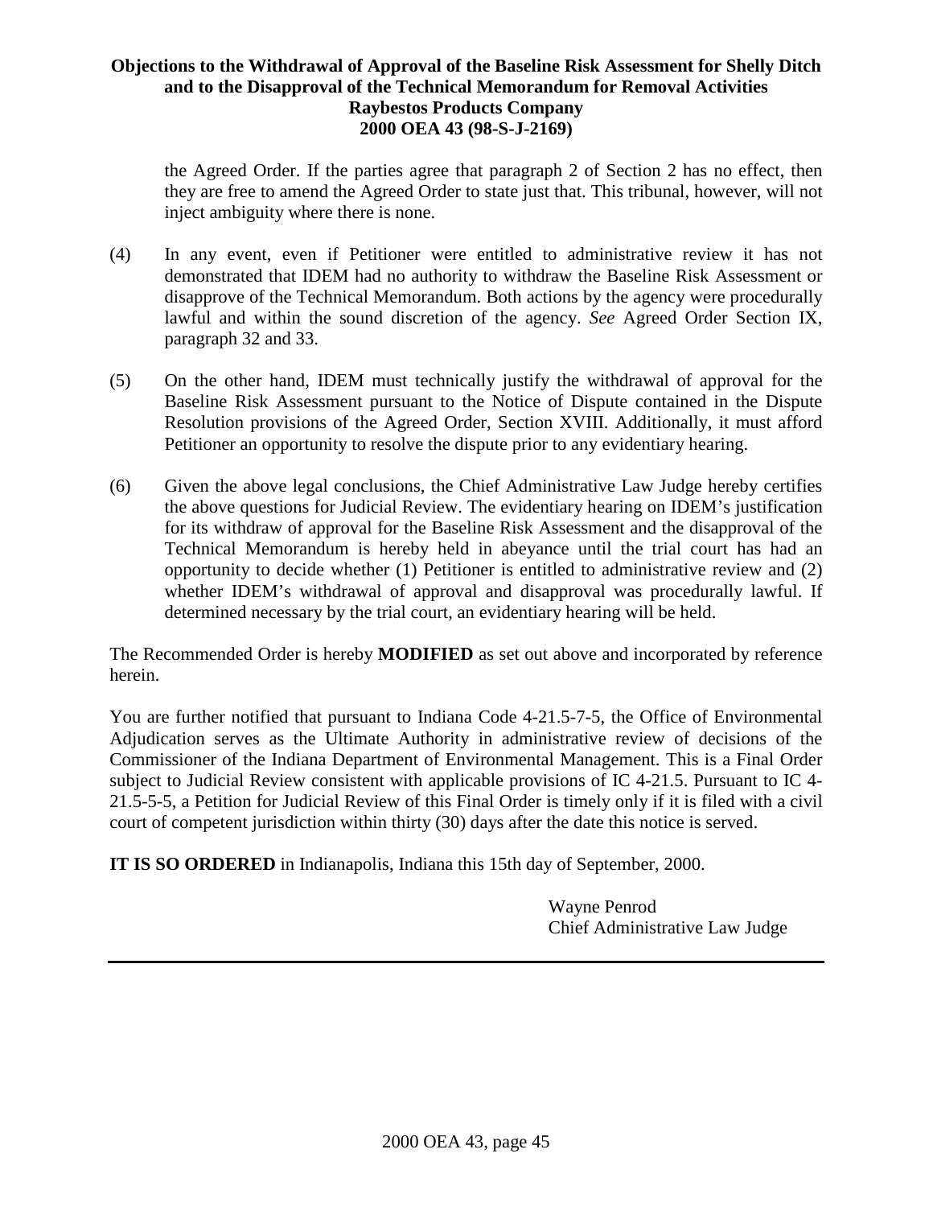the Agreed Order. If the parties agree that paragraph 2 of Section 2 has no effect, then they are free to amend the Agreed Order to state just that. This tribunal, however, will not inject ambiguity where there is none.

(4) In any event, even if Petitioner were entitled to administrative review it has not demonstrated that IDEM had no authority to withdraw the Baseline Risk Assessment or disapprove of the Technical Memorandum. Both actions by the agency were procedurally lawful and within the sound discretion of the agency. *See* Agreed Order Section IX, paragraph 32 and 33.

(5) On the other hand, IDEM must technically justify the withdrawal of approval for the Baseline Risk Assessment pursuant to the Notice of Dispute contained in the Dispute Resolution provisions of the Agreed Order, Section XVIII. Additionally, it must afford Petitioner an opportunity to resolve the dispute prior to any evidentiary hearing.

(6) Given the above legal conclusions, the Chief Administrative Law Judge hereby certifies the above questions for Judicial Review. The evidentiary hearing on IDEM's justification for its withdraw of approval for the Baseline Risk Assessment and the disapproval of the Technical Memorandum is hereby held in abeyance until the trial court has had an opportunity to decide whether (1) Petitioner is entitled to administrative review and (2) whether IDEM's withdrawal of approval and disapproval was procedurally lawful. If determined necessary by the trial court, an evidentiary hearing will be held.

The Recommended Order is hereby **MODIFIED** as set out above and incorporated by reference herein.

You are further notified that pursuant to Indiana Code 4-21.5-7-5, the Office of Environmental Adjudication serves as the Ultimate Authority in administrative review of decisions of the Commissioner of the Indiana Department of Environmental Management. This is a Final Order subject to Judicial Review consistent with applicable provisions of IC 4-21.5. Pursuant to IC 4-21.5-5-5, a Petition for Judicial Review of this Final Order is timely only if it is filed with a civil court of competent jurisdiction within thirty (30) days after the date this notice is served.

**IT IS SO ORDERED** in Indianapolis, Indiana this 15th day of September, 2000.

Wayne Penrod
Chief Administrative Law Judge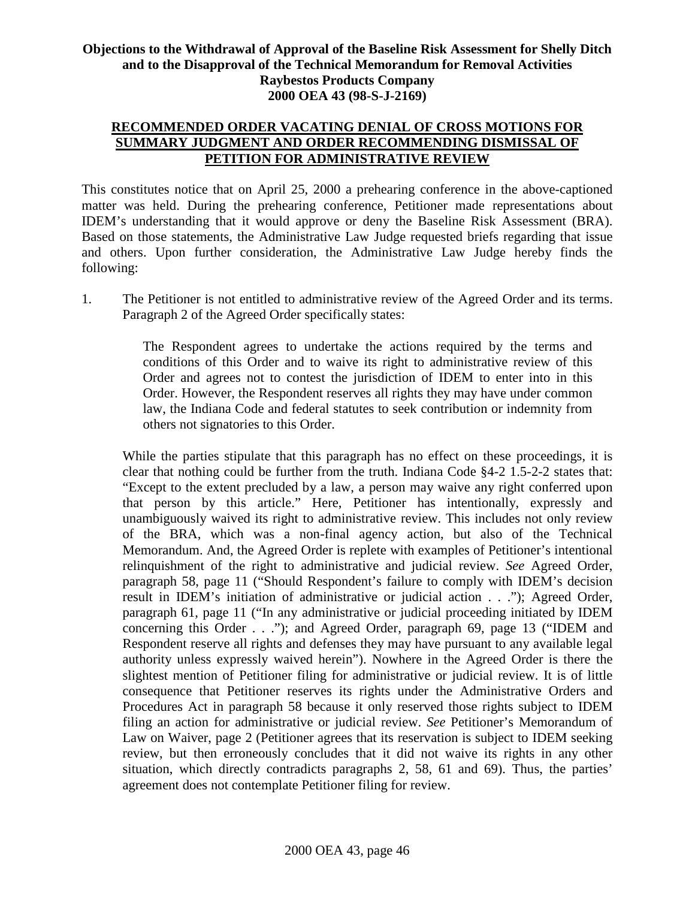**Objections to the Withdrawal of Approval of the Baseline Risk Assessment for Shelly Ditch and to the Disapproval of the Technical Memorandum for Removal Activities Raybestos Products Company 2000 OEA 43 (98-S-J-2169)**

**RECOMMENDED ORDER VACATING DENIAL OF CROSS MOTIONS FOR SUMMARY JUDGMENT AND ORDER RECOMMENDING DISMISSAL OF PETITION FOR ADMINISTRATIVE REVIEW**

This constitutes notice that on April 25, 2000 a prehearing conference in the above-captioned matter was held. During the prehearing conference, Petitioner made representations about IDEM's understanding that it would approve or deny the Baseline Risk Assessment (BRA). Based on those statements, the Administrative Law Judge requested briefs regarding that issue and others. Upon further consideration, the Administrative Law Judge hereby finds the following:

1. The Petitioner is not entitled to administrative review of the Agreed Order and its terms. Paragraph 2 of the Agreed Order specifically states:

   > The Respondent agrees to undertake the actions required by the terms and conditions of this Order and to waive its right to administrative review of this Order and agrees not to contest the jurisdiction of IDEM to enter into in this Order. However, the Respondent reserves all rights they may have under common law, the Indiana Code and federal statutes to seek contribution or indemnity from others not signatories to this Order.

   While the parties stipulate that this paragraph has no effect on these proceedings, it is clear that nothing could be further from the truth. Indiana Code §4-2 1.5-2-2 states that: "Except to the extent precluded by a law, a person may waive any right conferred upon that person by this article." Here, Petitioner has intentionally, expressly and unambiguously waived its right to administrative review. This includes not only review of the BRA, which was a non-final agency action, but also of the Technical Memorandum. And, the Agreed Order is replete with examples of Petitioner's intentional relinquishment of the right to administrative and judicial review. *See* Agreed Order, paragraph 58, page 11 ("Should Respondent's failure to comply with IDEM's decision result in IDEM's initiation of administrative or judicial action . . ."); Agreed Order, paragraph 61, page 11 ("In any administrative or judicial proceeding initiated by IDEM concerning this Order . . ."); and Agreed Order, paragraph 69, page 13 ("IDEM and Respondent reserve all rights and defenses they may have pursuant to any available legal authority unless expressly waived herein"). Nowhere in the Agreed Order is there the slightest mention of Petitioner filing for administrative or judicial review. It is of little consequence that Petitioner reserves its rights under the Administrative Orders and Procedures Act in paragraph 58 because it only reserved those rights subject to IDEM filing an action for administrative or judicial review. *See* Petitioner's Memorandum of Law on Waiver, page 2 (Petitioner agrees that its reservation is subject to IDEM seeking review, but then erroneously concludes that it did not waive its rights in any other situation, which directly contradicts paragraphs 2, 58, 61 and 69). Thus, the parties' agreement does not contemplate Petitioner filing for review.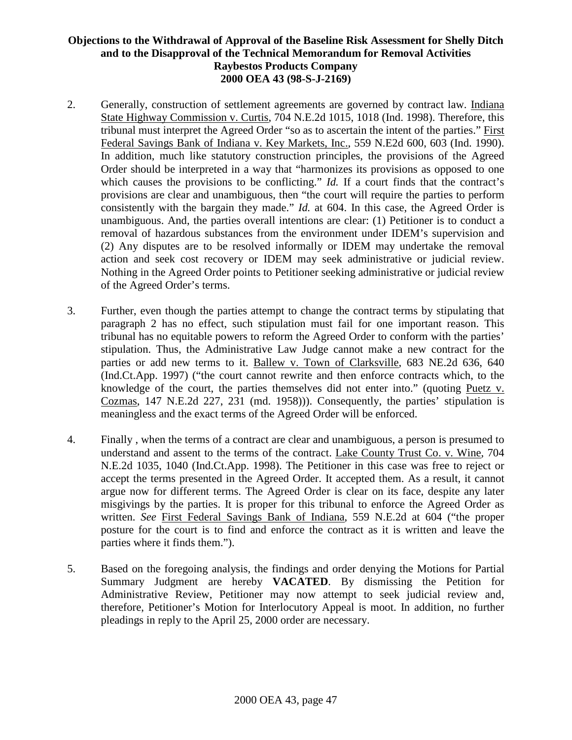2. Generally, construction of settlement agreements are governed by contract law. Indiana State Highway Commission v. Curtis, 704 N.E.2d 1015, 1018 (Ind. 1998). Therefore, this tribunal must interpret the Agreed Order "so as to ascertain the intent of the parties." First Federal Savings Bank of Indiana v. Key Markets, Inc., 559 N.E2d 600, 603 (Ind. 1990). In addition, much like statutory construction principles, the provisions of the Agreed Order should be interpreted in a way that "harmonizes its provisions as opposed to one which causes the provisions to be conflicting." *Id.* If a court finds that the contract's provisions are clear and unambiguous, then "the court will require the parties to perform consistently with the bargain they made." *Id.* at 604. In this case, the Agreed Order is unambiguous. And, the parties overall intentions are clear: (1) Petitioner is to conduct a removal of hazardous substances from the environment under IDEM's supervision and (2) Any disputes are to be resolved informally or IDEM may undertake the removal action and seek cost recovery or IDEM may seek administrative or judicial review. Nothing in the Agreed Order points to Petitioner seeking administrative or judicial review of the Agreed Order's terms.

3. Further, even though the parties attempt to change the contract terms by stipulating that paragraph 2 has no effect, such stipulation must fail for one important reason. This tribunal has no equitable powers to reform the Agreed Order to conform with the parties' stipulation. Thus, the Administrative Law Judge cannot make a new contract for the parties or add new terms to it. Ballew v. Town of Clarksville, 683 NE.2d 636, 640 (Ind.Ct.App. 1997) ("the court cannot rewrite and then enforce contracts which, to the knowledge of the court, the parties themselves did not enter into." (quoting Puetz v. Cozmas, 147 N.E.2d 227, 231 (md. 1958))). Consequently, the parties' stipulation is meaningless and the exact terms of the Agreed Order will be enforced.

4. Finally , when the terms of a contract are clear and unambiguous, a person is presumed to understand and assent to the terms of the contract. Lake County Trust Co. v. Wine, 704 N.E.2d 1035, 1040 (Ind.Ct.App. 1998). The Petitioner in this case was free to reject or accept the terms presented in the Agreed Order. It accepted them. As a result, it cannot argue now for different terms. The Agreed Order is clear on its face, despite any later misgivings by the parties. It is proper for this tribunal to enforce the Agreed Order as written. *See* First Federal Savings Bank of Indiana, 559 N.E.2d at 604 ("the proper posture for the court is to find and enforce the contract as it is written and leave the parties where it finds them.").

5. Based on the foregoing analysis, the findings and order denying the Motions for Partial Summary Judgment are hereby **VACATED**. By dismissing the Petition for Administrative Review, Petitioner may now attempt to seek judicial review and, therefore, Petitioner's Motion for Interlocutory Appeal is moot. In addition, no further pleadings in reply to the April 25, 2000 order are necessary.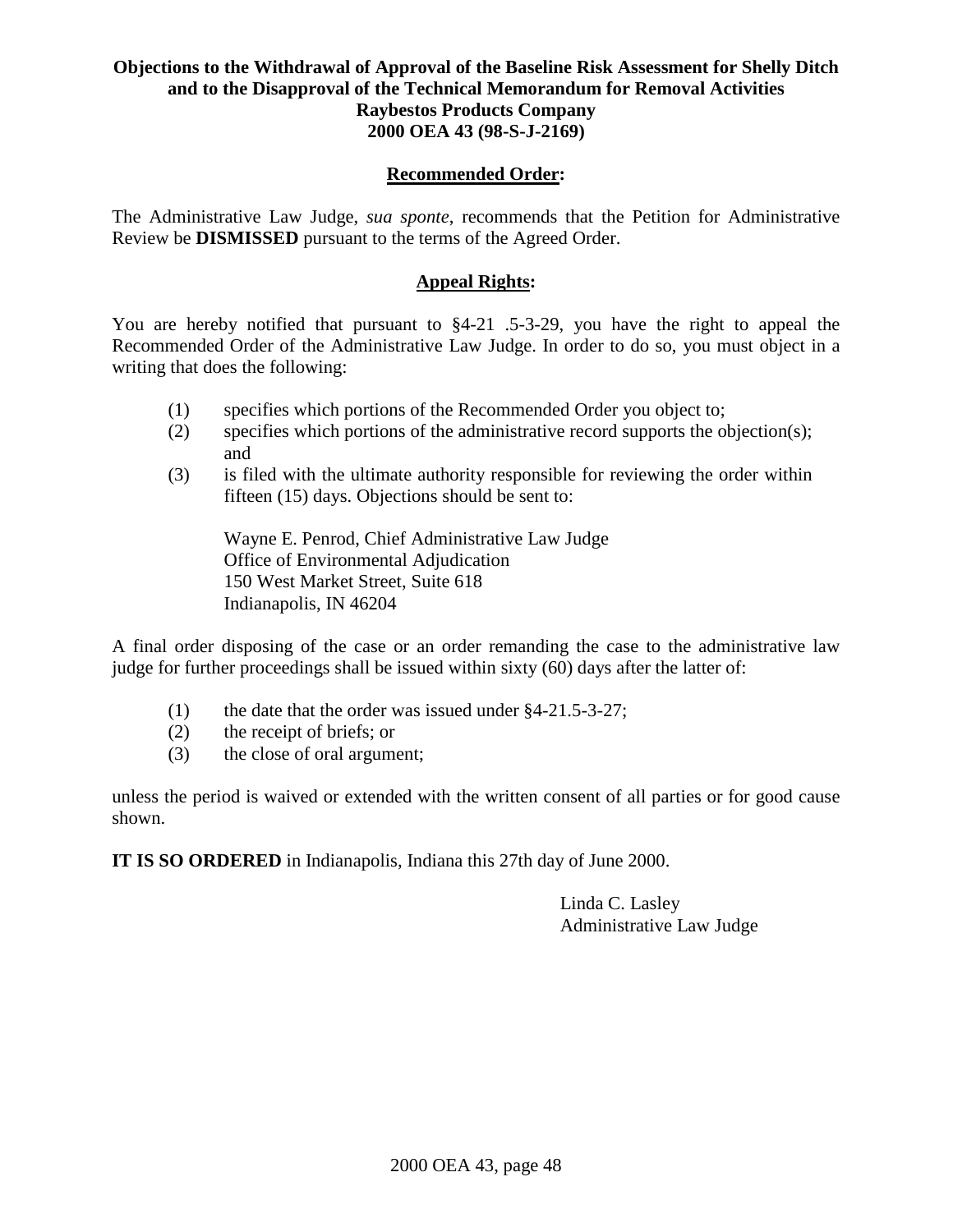**Objections to the Withdrawal of Approval of the Baseline Risk Assessment for Shelly Ditch and to the Disapproval of the Technical Memorandum for Removal Activities Raybestos Products Company 2000 OEA 43 (98-S-J-2169)**

## **Recommended Order:**

The Administrative Law Judge, *sua sponte*, recommends that the Petition for Administrative Review be **DISMISSED** pursuant to the terms of the Agreed Order.

## **Appeal Rights:**

You are hereby notified that pursuant to §4-21 .5-3-29, you have the right to appeal the Recommended Order of the Administrative Law Judge. In order to do so, you must object in a writing that does the following:

(1) specifies which portions of the Recommended Order you object to;
(2) specifies which portions of the administrative record supports the objection(s); and
(3) is filed with the ultimate authority responsible for reviewing the order within fifteen (15) days. Objections should be sent to:

Wayne E. Penrod, Chief Administrative Law Judge
Office of Environmental Adjudication
150 West Market Street, Suite 618
Indianapolis, IN 46204

A final order disposing of the case or an order remanding the case to the administrative law judge for further proceedings shall be issued within sixty (60) days after the latter of:

(1) the date that the order was issued under §4-21.5-3-27;
(2) the receipt of briefs; or
(3) the close of oral argument;

unless the period is waived or extended with the written consent of all parties or for good cause shown.

**IT IS SO ORDERED** in Indianapolis, Indiana this 27th day of June 2000.

Linda C. Lasley
Administrative Law Judge